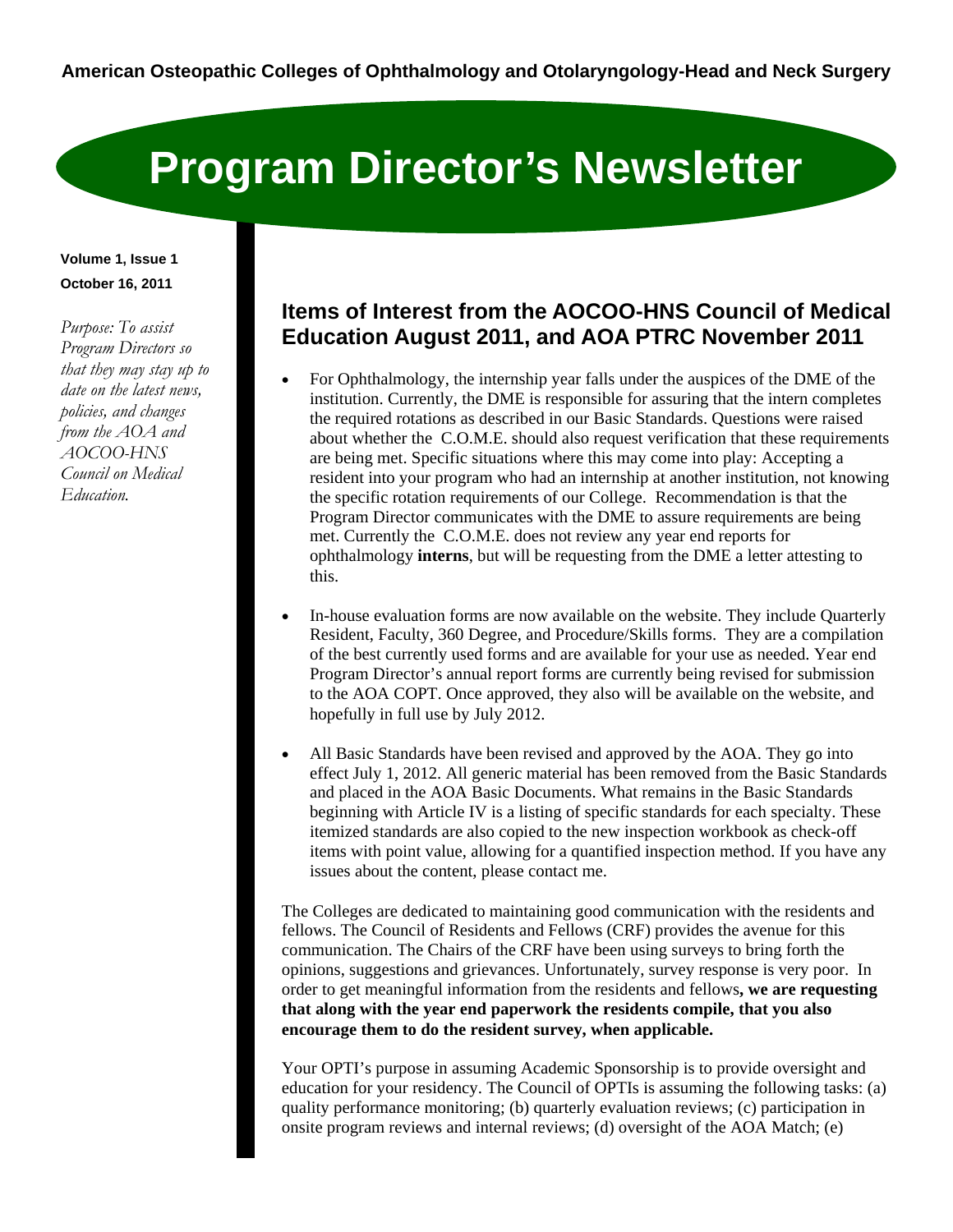**American Osteopathic Colleges of Ophthalmology and Otolaryngology-Head and Neck Surgery**

# Program Director's Newsletter

**Volume 1, Issue 1**
**October 16, 2011**

*Purpose: To assist Program Directors so that they may stay up to date on the latest news, policies, and changes from the AOA and AOCOO-HNS Council on Medical Education.*

## Items of Interest from the AOCOO-HNS Council of Medical Education August 2011, and AOA PTRC November 2011

- For Ophthalmology, the internship year falls under the auspices of the DME of the institution. Currently, the DME is responsible for assuring that the intern completes the required rotations as described in our Basic Standards. Questions were raised about whether the C.O.M.E. should also request verification that these requirements are being met. Specific situations where this may come into play: Accepting a resident into your program who had an internship at another institution, not knowing the specific rotation requirements of our College. Recommendation is that the Program Director communicates with the DME to assure requirements are being met. Currently the C.O.M.E. does not review any year end reports for ophthalmology **interns**, but will be requesting from the DME a letter attesting to this.

- In-house evaluation forms are now available on the website. They include Quarterly Resident, Faculty, 360 Degree, and Procedure/Skills forms. They are a compilation of the best currently used forms and are available for your use as needed. Year end Program Director's annual report forms are currently being revised for submission to the AOA COPT. Once approved, they also will be available on the website, and hopefully in full use by July 2012.

- All Basic Standards have been revised and approved by the AOA. They go into effect July 1, 2012. All generic material has been removed from the Basic Standards and placed in the AOA Basic Documents. What remains in the Basic Standards beginning with Article IV is a listing of specific standards for each specialty. These itemized standards are also copied to the new inspection workbook as check-off items with point value, allowing for a quantified inspection method. If you have any issues about the content, please contact me.

The Colleges are dedicated to maintaining good communication with the residents and fellows. The Council of Residents and Fellows (CRF) provides the avenue for this communication. The Chairs of the CRF have been using surveys to bring forth the opinions, suggestions and grievances. Unfortunately, survey response is very poor. In order to get meaningful information from the residents and fellows**, we are requesting that along with the year end paperwork the residents compile, that you also encourage them to do the resident survey, when applicable.**

Your OPTI's purpose in assuming Academic Sponsorship is to provide oversight and education for your residency. The Council of OPTIs is assuming the following tasks: (a) quality performance monitoring; (b) quarterly evaluation reviews; (c) participation in onsite program reviews and internal reviews; (d) oversight of the AOA Match; (e)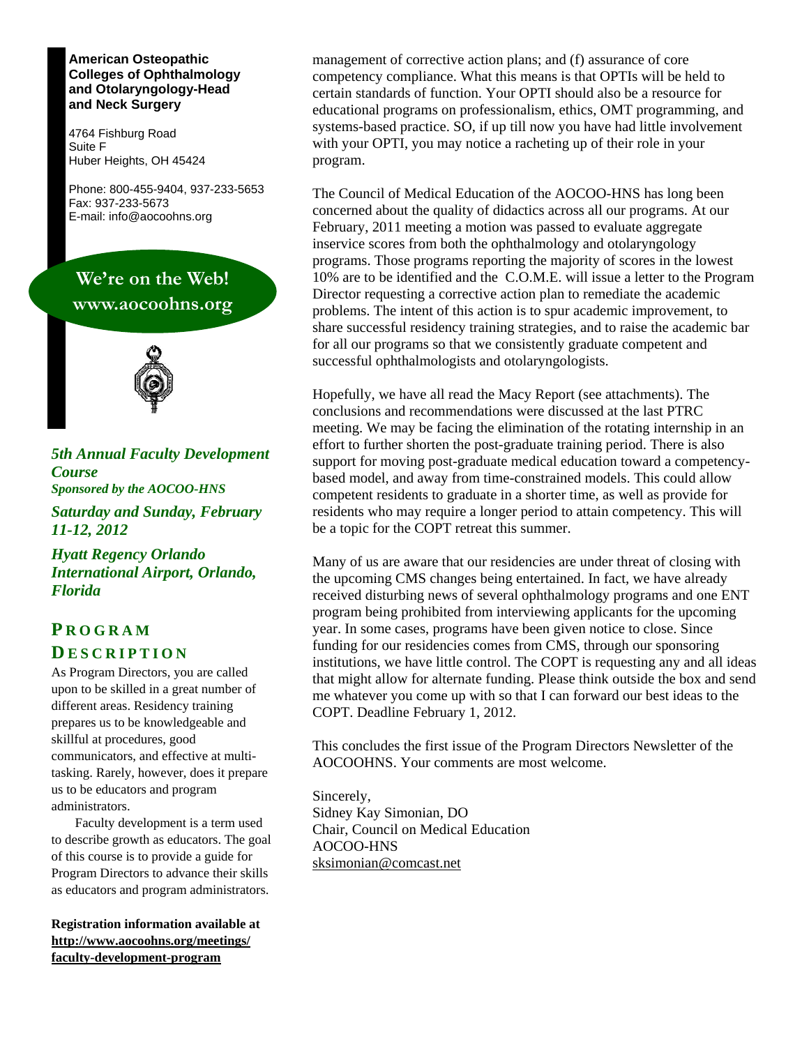**American Osteopathic Colleges of Ophthalmology and Otolaryngology-Head and Neck Surgery**

4764 Fishburg Road
Suite F
Huber Heights, OH 45424

Phone: 800-455-9404, 937-233-5653
Fax: 937-233-5673
E-mail: info@aocoohns.org

**We're on the Web!**
**www.aocoohns.org**

***5th Annual Faculty Development Course***
***Sponsored by the AOCOO-HNS***

***Saturday and Sunday, February 11-12, 2012***

***Hyatt Regency Orlando International Airport, Orlando, Florida***

## PROGRAM DESCRIPTION

As Program Directors, you are called upon to be skilled in a great number of different areas. Residency training prepares us to be knowledgeable and skillful at procedures, good communicators, and effective at multi-tasking. Rarely, however, does it prepare us to be educators and program administrators.

Faculty development is a term used to describe growth as educators. The goal of this course is to provide a guide for Program Directors to advance their skills as educators and program administrators.

**Registration information available at http://www.aocoohns.org/meetings/faculty-development-program**

management of corrective action plans; and (f) assurance of core competency compliance. What this means is that OPTIs will be held to certain standards of function. Your OPTI should also be a resource for educational programs on professionalism, ethics, OMT programming, and systems-based practice. SO, if up till now you have had little involvement with your OPTI, you may notice a racheting up of their role in your program.

The Council of Medical Education of the AOCOO-HNS has long been concerned about the quality of didactics across all our programs. At our February, 2011 meeting a motion was passed to evaluate aggregate inservice scores from both the ophthalmology and otolaryngology programs. Those programs reporting the majority of scores in the lowest 10% are to be identified and the C.O.M.E. will issue a letter to the Program Director requesting a corrective action plan to remediate the academic problems. The intent of this action is to spur academic improvement, to share successful residency training strategies, and to raise the academic bar for all our programs so that we consistently graduate competent and successful ophthalmologists and otolaryngologists.

Hopefully, we have all read the Macy Report (see attachments). The conclusions and recommendations were discussed at the last PTRC meeting. We may be facing the elimination of the rotating internship in an effort to further shorten the post-graduate training period. There is also support for moving post-graduate medical education toward a competency-based model, and away from time-constrained models. This could allow competent residents to graduate in a shorter time, as well as provide for residents who may require a longer period to attain competency. This will be a topic for the COPT retreat this summer.

Many of us are aware that our residencies are under threat of closing with the upcoming CMS changes being entertained. In fact, we have already received disturbing news of several ophthalmology programs and one ENT program being prohibited from interviewing applicants for the upcoming year. In some cases, programs have been given notice to close. Since funding for our residencies comes from CMS, through our sponsoring institutions, we have little control. The COPT is requesting any and all ideas that might allow for alternate funding. Please think outside the box and send me whatever you come up with so that I can forward our best ideas to the COPT. Deadline February 1, 2012.

This concludes the first issue of the Program Directors Newsletter of the AOCOOHNS. Your comments are most welcome.

Sincerely,
Sidney Kay Simonian, DO
Chair, Council on Medical Education
AOCOO-HNS
sksimonian@comcast.net